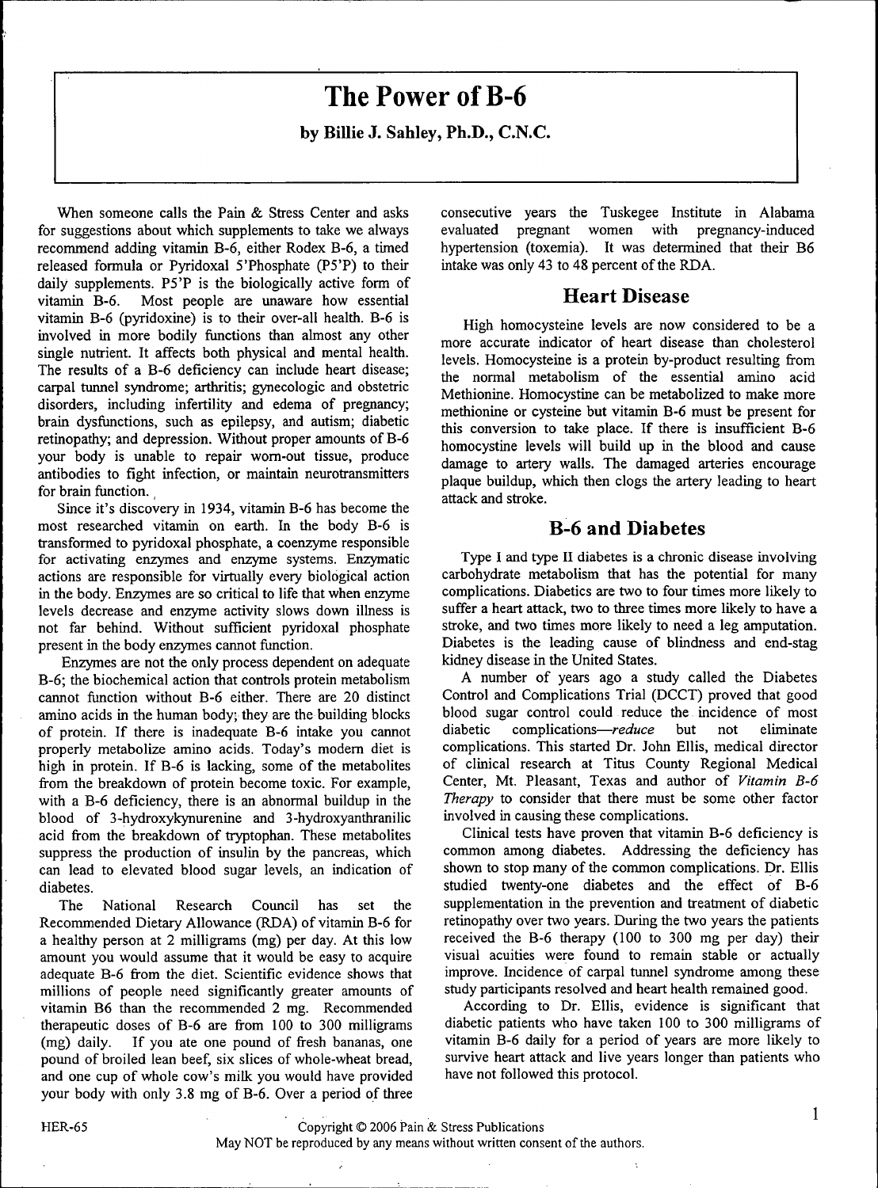# The Power of B-6

**by Billie J. Sahley, Ph.D., C.N.C.**

When someone calls the Pain & Stress Center and asks for suggestions about which supplements to take we always recommend adding vitamin B-6, either Rodex B-6, a timed released formula or Pyridoxal 5'Phosphate (P5'P) to their daily supplements. P5'P is the biologically active form of vitamin B-6. Most people are unaware how essential vitamin B-6 (pyridoxine) is to their over-all health. B-6 is involved in more bodily functions than almost any other single nutrient. It affects both physical and mental health. The results of a B-6 deficiency can include heart disease; carpal tunnel syndrome; arthritis; gynecologic and obstetric disorders, including infertility and edema of pregnancy; brain dysfunctions, such as epilepsy, and autism; diabetic retinopathy; and depression. Without proper amounts of B-6 your body is unable to repair worn-out tissue, produce antibodies to fight infection, or maintain neurotransmitters for brain function.

Since it's discovery in 1934, vitamin B-6 has become the most researched vitamin on earth. In the body B-6 is transformed to pyridoxal phosphate, a coenzyme responsible for activating enzymes and enzyme systems. Enzymatic actions are responsible for virtually every biological action in the body. Enzymes are so critical to life that when enzyme levels decrease and enzyme activity slows down illness is not far behind. Without sufficient pyridoxal phosphate present in the body enzymes cannot function.

Enzymes are not the only process dependent on adequate B-6; the biochemical action that controls protein metabolism cannot function without B-6 either. There are 20 distinct amino acids in the human body; they are the building blocks of protein. If there is inadequate B-6 intake you cannot properly metabolize amino acids. Today's modern diet is high in protein. If B-6 is lacking, some of the metabolites from the breakdown of protein become toxic. For example, with a B-6 deficiency, there is an abnormal buildup in the blood of 3-hydroxykynurenine and 3-hydroxyanthranilic acid from the breakdown of tryptophan. These metabolites suppress the production of insulin by the pancreas, which can lead to elevated blood sugar levels, an indication of diabetes.

The National Research Council has set the Recommended Dietary Allowance (RDA) of vitamin B-6 for a healthy person at 2 milligrams (mg) per day. At this low amount you would assume that it would be easy to acquire adequate B-6 from the diet. Scientific evidence shows that millions of people need significantly greater amounts of vitamin B6 than the recommended 2 mg. Recommended therapeutic doses of B-6 are from 100 to 300 milligrams (mg) daily. If you ate one pound of fresh bananas, one pound of broiled lean beef, six slices of whole-wheat bread, and one cup of whole cow's milk you would have provided your body with only 3.8 mg of B-6. Over a period of three consecutive years the Tuskegee Institute in Alabama evaluated pregnant women with pregnancy-induced hypertension (toxemia). It was determined that their B6 intake was only 43 to 48 percent of the RDA.

## Heart Disease

High homocysteine levels are now considered to be a more accurate indicator of heart disease than cholesterol levels. Homocysteine is a protein by-product resulting from the normal metabolism of the essential amino acid Methionine. Homocystine can be metabolized to make more methionine or cysteine but vitamin B-6 must be present for this conversion to take place. If there is insufficient B-6 homocystine levels will build up in the blood and cause damage to artery walls. The damaged arteries encourage plaque buildup, which then clogs the artery leading to heart attack and stroke.

## B-6 and Diabetes

Type I and type II diabetes is a chronic disease involving carbohydrate metabolism that has the potential for many complications. Diabetics are two to four times more likely to suffer a heart attack, two to three times more likely to have a stroke, and two times more likely to need a leg amputation. Diabetes is the leading cause of blindness and end-stag kidney disease in the United States.

A number of years ago a study called the Diabetes Control and Complications Trial (DCCT) proved that good blood sugar control could reduce the incidence of most diabetic complications—*reduce* but not eliminate complications. This started Dr. John Ellis, medical director of clinical research at Titus County Regional Medical Center, Mt. Pleasant, Texas and author of *Vitamin B-6 Therapy* to consider that there must be some other factor involved in causing these complications.

Clinical tests have proven that vitamin B-6 deficiency is common among diabetes. Addressing the deficiency has shown to stop many of the common complications. Dr. Ellis studied twenty-one diabetes and the effect of B-6 supplementation in the prevention and treatment of diabetic retinopathy over two years. During the two years the patients received the B-6 therapy (100 to 300 mg per day) their visual acuities were found to remain stable or actually improve. Incidence of carpal tunnel syndrome among these study participants resolved and heart health remained good.

According to Dr. Ellis, evidence is significant that diabetic patients who have taken 100 to 300 milligrams of vitamin B-6 daily for a period of years are more likely to survive heart attack and live years longer than patients who have not followed this protocol.

HER-65 Copyright © 2006 Pain & Stress Publications
May NOT be reproduced by any means without written consent of the authors.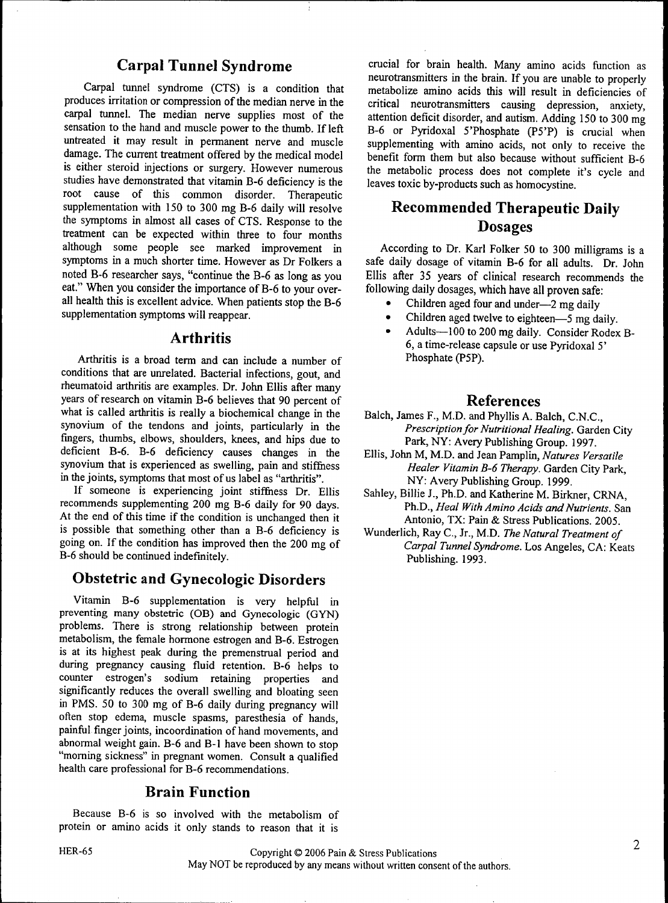## Carpal Tunnel Syndrome

Carpal tunnel syndrome (CTS) is a condition that produces irritation or compression of the median nerve in the carpal tunnel. The median nerve supplies most of the sensation to the hand and muscle power to the thumb. If left untreated it may result in permanent nerve and muscle damage. The current treatment offered by the medical model is either steroid injections or surgery. However numerous studies have demonstrated that vitamin B-6 deficiency is the root cause of this common disorder. Therapeutic supplementation with 150 to 300 mg B-6 daily will resolve the symptoms in almost all cases of CTS. Response to the treatment can be expected within three to four months although some people see marked improvement in symptoms in a much shorter time. However as Dr Folkers a noted B-6 researcher says, "continue the B-6 as long as you eat." When you consider the importance of B-6 to your overall health this is excellent advice. When patients stop the B-6 supplementation symptoms will reappear.

## Arthritis

Arthritis is a broad term and can include a number of conditions that are unrelated. Bacterial infections, gout, and rheumatoid arthritis are examples. Dr. John Ellis after many years of research on vitamin B-6 believes that 90 percent of what is called arthritis is really a biochemical change in the synovium of the tendons and joints, particularly in the fingers, thumbs, elbows, shoulders, knees, and hips due to deficient B-6. B-6 deficiency causes changes in the synovium that is experienced as swelling, pain and stiffness in the joints, symptoms that most of us label as "arthritis".

If someone is experiencing joint stiffness Dr. Ellis recommends supplementing 200 mg B-6 daily for 90 days. At the end of this time if the condition is unchanged then it is possible that something other than a B-6 deficiency is going on. If the condition has improved then the 200 mg of B-6 should be continued indefinitely.

## Obstetric and Gynecologic Disorders

Vitamin B-6 supplementation is very helpful in preventing many obstetric (OB) and Gynecologic (GYN) problems. There is strong relationship between protein metabolism, the female hormone estrogen and B-6. Estrogen is at its highest peak during the premenstrual period and during pregnancy causing fluid retention. B-6 helps to counter estrogen's sodium retaining properties and significantly reduces the overall swelling and bloating seen in PMS. 50 to 300 mg of B-6 daily during pregnancy will often stop edema, muscle spasms, paresthesia of hands, painful finger joints, incoordination of hand movements, and abnormal weight gain. B-6 and B-1 have been shown to stop "morning sickness" in pregnant women. Consult a qualified health care professional for B-6 recommendations.

## Brain Function

Because B-6 is so involved with the metabolism of protein or amino acids it only stands to reason that it is crucial for brain health. Many amino acids function as neurotransmitters in the brain. If you are unable to properly metabolize amino acids this will result in deficiencies of critical neurotransmitters causing depression, anxiety, attention deficit disorder, and autism. Adding 150 to 300 mg B-6 or Pyridoxal 5'Phosphate (P5'P) is crucial when supplementing with amino acids, not only to receive the benefit form them but also because without sufficient B-6 the metabolic process does not complete it's cycle and leaves toxic by-products such as homocystine.

## Recommended Therapeutic Daily Dosages

According to Dr. Karl Folker 50 to 300 milligrams is a safe daily dosage of vitamin B-6 for all adults. Dr. John Ellis after 35 years of clinical research recommends the following daily dosages, which have all proven safe:

- Children aged four and under—2 mg daily
- Children aged twelve to eighteen—5 mg daily.
- Adults—100 to 200 mg daily. Consider Rodex B-6, a time-release capsule or use Pyridoxal 5' Phosphate (P5P).

## References

Balch, James F., M.D. and Phyllis A. Balch, C.N.C., *Prescription for Nutritional Healing*. Garden City Park, NY: Avery Publishing Group. 1997.

Ellis, John M, M.D. and Jean Pamplin, *Natures Versatile Healer Vitamin B-6 Therapy*. Garden City Park, NY: Avery Publishing Group. 1999.

Sahley, Billie J., Ph.D. and Katherine M. Birkner, CRNA, Ph.D., *Heal With Amino Acids and Nutrients*. San Antonio, TX: Pain & Stress Publications. 2005.

Wunderlich, Ray C., Jr., M.D. *The Natural Treatment of Carpal Tunnel Syndrome*. Los Angeles, CA: Keats Publishing. 1993.

Copyright © 2006 Pain & Stress Publications
May NOT be reproduced by any means without written consent of the authors.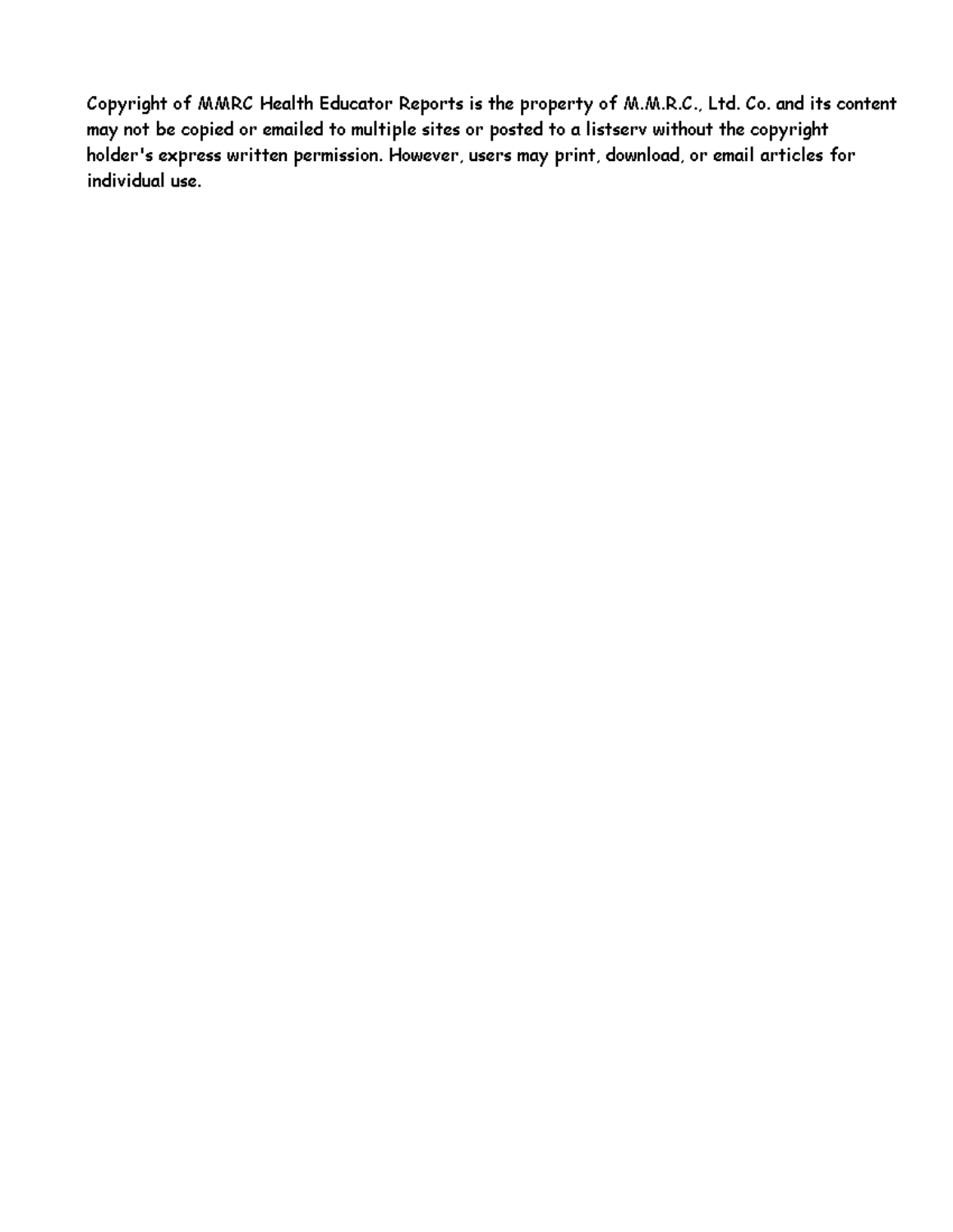Copyright of MMRC Health Educator Reports is the property of M.M.R.C., Ltd. Co. and its content may not be copied or emailed to multiple sites or posted to a listserv without the copyright holder's express written permission. However, users may print, download, or email articles for individual use.